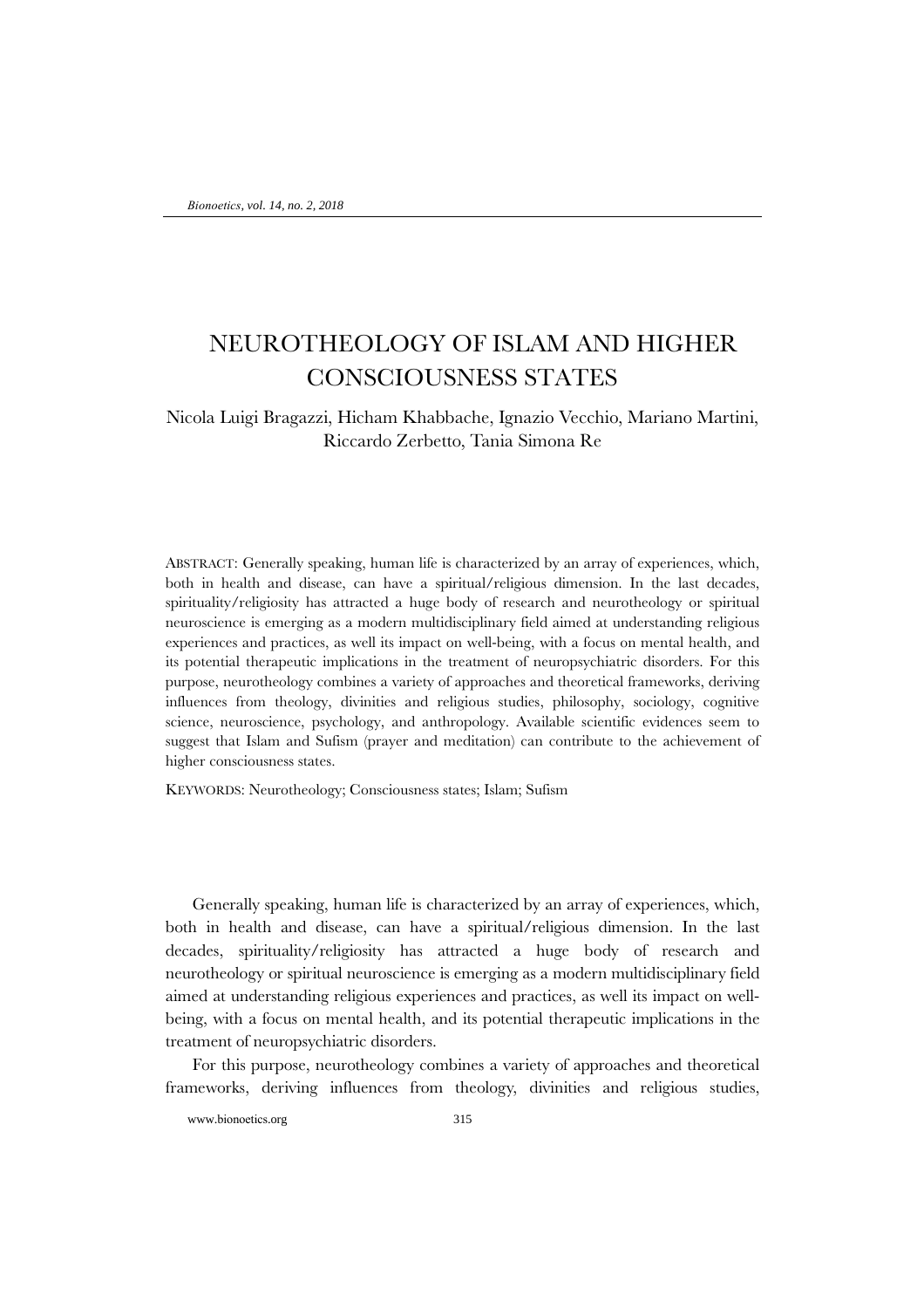# NEUROTHEOLOGY OF ISLAM AND HIGHER CONSCIOUSNESS STATES

Nicola Luigi Bragazzi, Hicham Khabbache, Ignazio Vecchio, Mariano Martini, Riccardo Zerbetto, Tania Simona Re

ABSTRACT: Generally speaking, human life is characterized by an array of experiences, which, both in health and disease, can have a spiritual/religious dimension. In the last decades, spirituality/religiosity has attracted a huge body of research and neurotheology or spiritual neuroscience is emerging as a modern multidisciplinary field aimed at understanding religious experiences and practices, as well its impact on well-being, with a focus on mental health, and its potential therapeutic implications in the treatment of neuropsychiatric disorders. For this purpose, neurotheology combines a variety of approaches and theoretical frameworks, deriving influences from theology, divinities and religious studies, philosophy, sociology, cognitive science, neuroscience, psychology, and anthropology. Available scientific evidences seem to suggest that Islam and Sufism (prayer and meditation) can contribute to the achievement of higher consciousness states.

KEYWORDS: Neurotheology; Consciousness states; Islam; Sufism

Generally speaking, human life is characterized by an array of experiences, which, both in health and disease, can have a spiritual/religious dimension. In the last decades, spirituality/religiosity has attracted a huge body of research and neurotheology or spiritual neuroscience is emerging as a modern multidisciplinary field aimed at understanding religious experiences and practices, as well its impact on well-being, with a focus on mental health, and its potential therapeutic implications in the treatment of neuropsychiatric disorders.

For this purpose, neurotheology combines a variety of approaches and theoretical frameworks, deriving influences from theology, divinities and religious studies,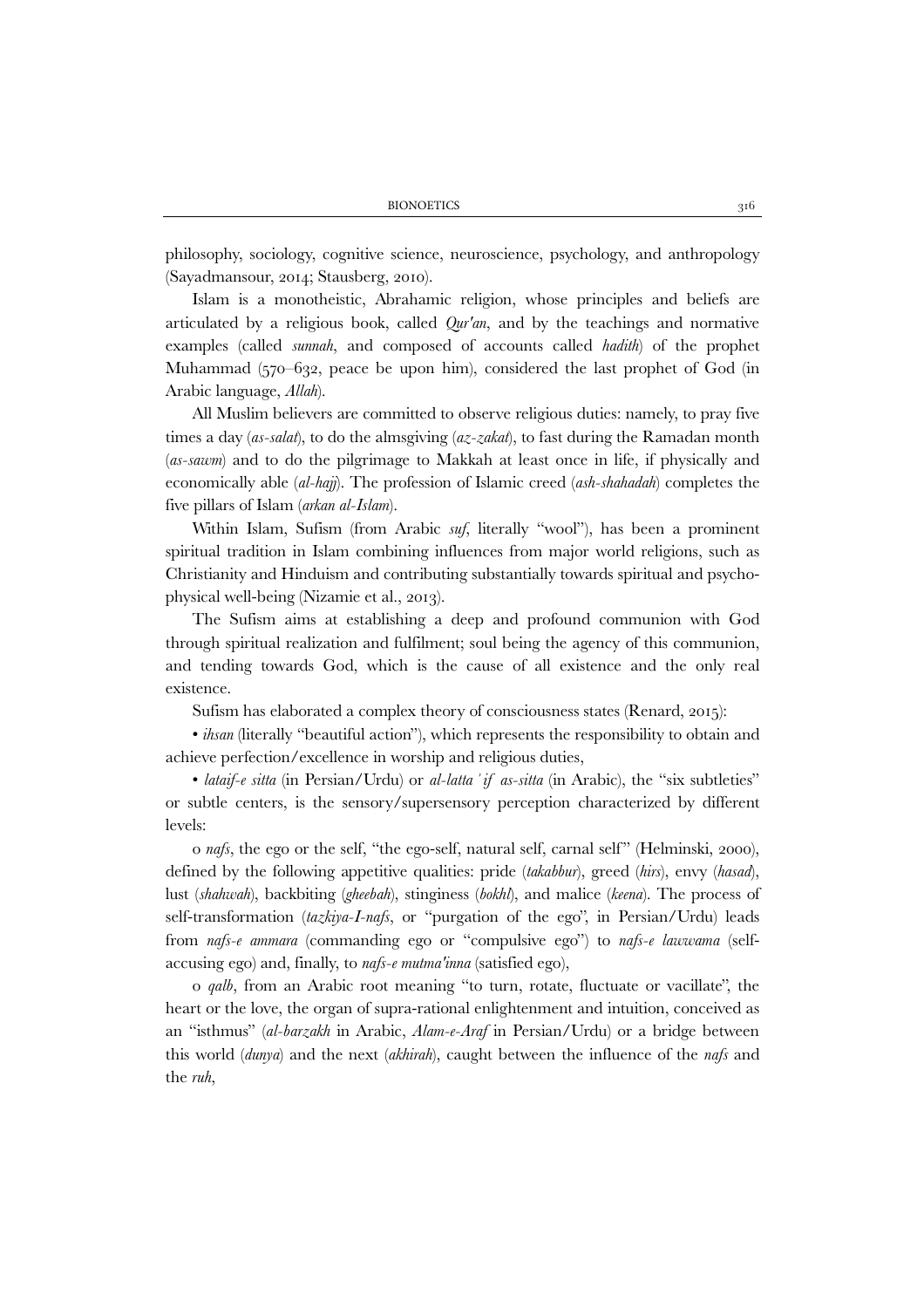philosophy, sociology, cognitive science, neuroscience, psychology, and anthropology (Sayadmansour, 2014; Stausberg, 2010).

Islam is a monotheistic, Abrahamic religion, whose principles and beliefs are articulated by a religious book, called *Qur'an*, and by the teachings and normative examples (called *sunnah*, and composed of accounts called *hadith*) of the prophet Muhammad (570–632, peace be upon him), considered the last prophet of God (in Arabic language, *Allah*).

All Muslim believers are committed to observe religious duties: namely, to pray five times a day (*as-salat*), to do the almsgiving (*az-zakat*), to fast during the Ramadan month (*as-sawm*) and to do the pilgrimage to Makkah at least once in life, if physically and economically able (*al-hajj*). The profession of Islamic creed (*ash-shahadah*) completes the five pillars of Islam (*arkan al-Islam*).

Within Islam, Sufism (from Arabic *suf*, literally "wool"), has been a prominent spiritual tradition in Islam combining influences from major world religions, such as Christianity and Hinduism and contributing substantially towards spiritual and psycho-physical well-being (Nizamie et al., 2013).

The Sufism aims at establishing a deep and profound communion with God through spiritual realization and fulfilment; soul being the agency of this communion, and tending towards God, which is the cause of all existence and the only real existence.

Sufism has elaborated a complex theory of consciousness states (Renard, 2015):

• *ihsan* (literally "beautiful action"), which represents the responsibility to obtain and achieve perfection/excellence in worship and religious duties,

• *lataif-e sitta* (in Persian/Urdu) or *al-latta'if as-sitta* (in Arabic), the "six subtleties" or subtle centers, is the sensory/supersensory perception characterized by different levels:

o *nafs*, the ego or the self, "the ego-self, natural self, carnal self" (Helminski, 2000), defined by the following appetitive qualities: pride (*takabbur*), greed (*hirs*), envy (*hasad*), lust (*shahwah*), backbiting (*gheebah*), stinginess (*bokhl*), and malice (*keena*). The process of self-transformation (*tazkiya-I-nafs*, or "purgation of the ego", in Persian/Urdu) leads from *nafs-e ammara* (commanding ego or "compulsive ego") to *nafs-e lawwama* (self-accusing ego) and, finally, to *nafs-e mutma'inna* (satisfied ego),

o *qalb*, from an Arabic root meaning "to turn, rotate, fluctuate or vacillate", the heart or the love, the organ of supra-rational enlightenment and intuition, conceived as an "isthmus" (*al-barzakh* in Arabic, *Alam-e-Araf* in Persian/Urdu) or a bridge between this world (*dunya*) and the next (*akhirah*), caught between the influence of the *nafs* and the *ruh*,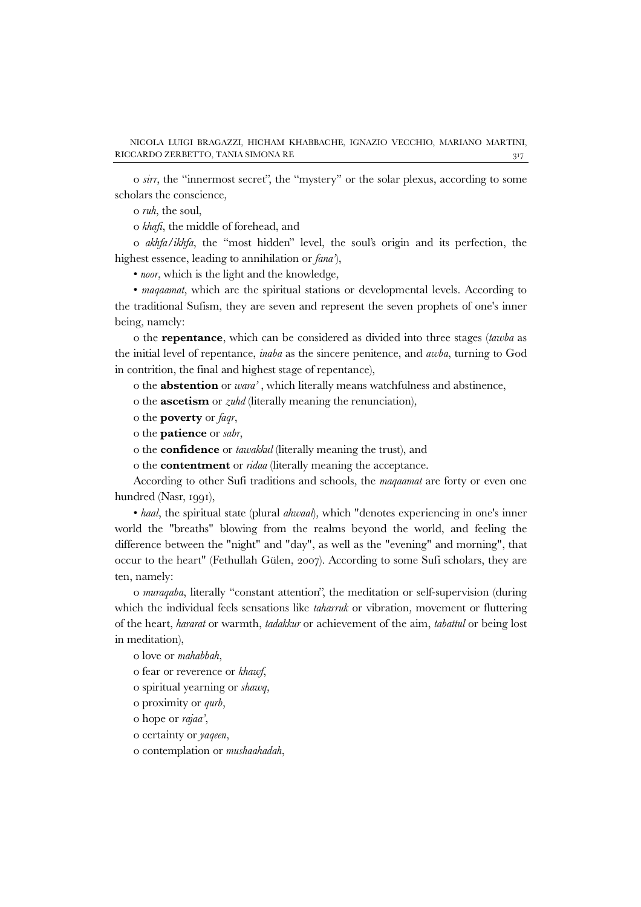o *sirr*, the "innermost secret", the "mystery" or the solar plexus, according to some scholars the conscience,

o *ruh*, the soul,

o *khafi*, the middle of forehead, and

o *akhfa/ikhfa*, the "most hidden" level, the soul's origin and its perfection, the highest essence, leading to annihilation or *fana'*),

• *noor*, which is the light and the knowledge,

• *maqaamat*, which are the spiritual stations or developmental levels. According to the traditional Sufism, they are seven and represent the seven prophets of one's inner being, namely:

o the **repentance**, which can be considered as divided into three stages (*tawba* as the initial level of repentance, *inaba* as the sincere penitence, and *awba*, turning to God in contrition, the final and highest stage of repentance),

o the **abstention** or *wara'* , which literally means watchfulness and abstinence,

o the **ascetism** or *zuhd* (literally meaning the renunciation),

o the **poverty** or *faqr*,

o the **patience** or *sabr*,

o the **confidence** or *tawakkul* (literally meaning the trust), and

o the **contentment** or *ridaa* (literally meaning the acceptance.

According to other Sufi traditions and schools, the *maqaamat* are forty or even one hundred (Nasr, 1991),

• *haal*, the spiritual state (plural *ahwaal*), which "denotes experiencing in one's inner world the "breaths" blowing from the realms beyond the world, and feeling the difference between the "night" and "day", as well as the "evening" and morning", that occur to the heart" (Fethullah Gülen, 2007). According to some Sufi scholars, they are ten, namely:

o *muraqaba*, literally "constant attention", the meditation or self-supervision (during which the individual feels sensations like *taharruk* or vibration, movement or fluttering of the heart, *hararat* or warmth, *tadakkur* or achievement of the aim, *tabattul* or being lost in meditation),

o love or *mahabbah*,

o fear or reverence or *khawf*,

o spiritual yearning or *shawq*,

o proximity or *qurb*,

o hope or *rajaa'*,

o certainty or *yaqeen*,

o contemplation or *mushaahadah*,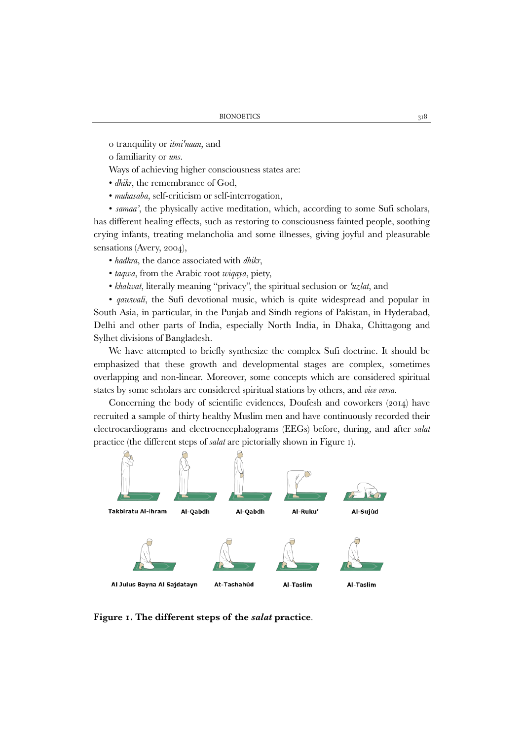o tranquility or *itmi'naan*, and

o familiarity or *uns*.

Ways of achieving higher consciousness states are:

- *dhikr*, the remembrance of God,
- *muhasaba*, self-criticism or self-interrogation,
- *samaa'*, the physically active meditation, which, according to some Sufi scholars, has different healing effects, such as restoring to consciousness fainted people, soothing crying infants, treating melancholia and some illnesses, giving joyful and pleasurable sensations (Avery, 2004),
- *hadhra*, the dance associated with *dhikr*,
- *taqwa*, from the Arabic root *wiqaya*, piety,
- *khalwat*, literally meaning "privacy", the spiritual seclusion or *'uzlat*, and
- *qawwali*, the Sufi devotional music, which is quite widespread and popular in South Asia, in particular, in the Punjab and Sindh regions of Pakistan, in Hyderabad, Delhi and other parts of India, especially North India, in Dhaka, Chittagong and Sylhet divisions of Bangladesh.

We have attempted to briefly synthesize the complex Sufi doctrine. It should be emphasized that these growth and developmental stages are complex, sometimes overlapping and non-linear. Moreover, some concepts which are considered spiritual states by some scholars are considered spiritual stations by others, and *vice versa*.

Concerning the body of scientific evidences, Doufesh and coworkers (2014) have recruited a sample of thirty healthy Muslim men and have continuously recorded their electrocardiograms and electroencephalograms (EEGs) before, during, and after *salat* practice (the different steps of *salat* are pictorially shown in Figure 1).

Takbiratu Al-ihram Al-Qabdh Al-Qabdh Al-Ruku' Al-Sujùd

Al Julus Bayna Al Sajdatayn At-Tashahùd Al-Taslìm Al-Taslìm

**Figure 1. The different steps of the *salat* practice**.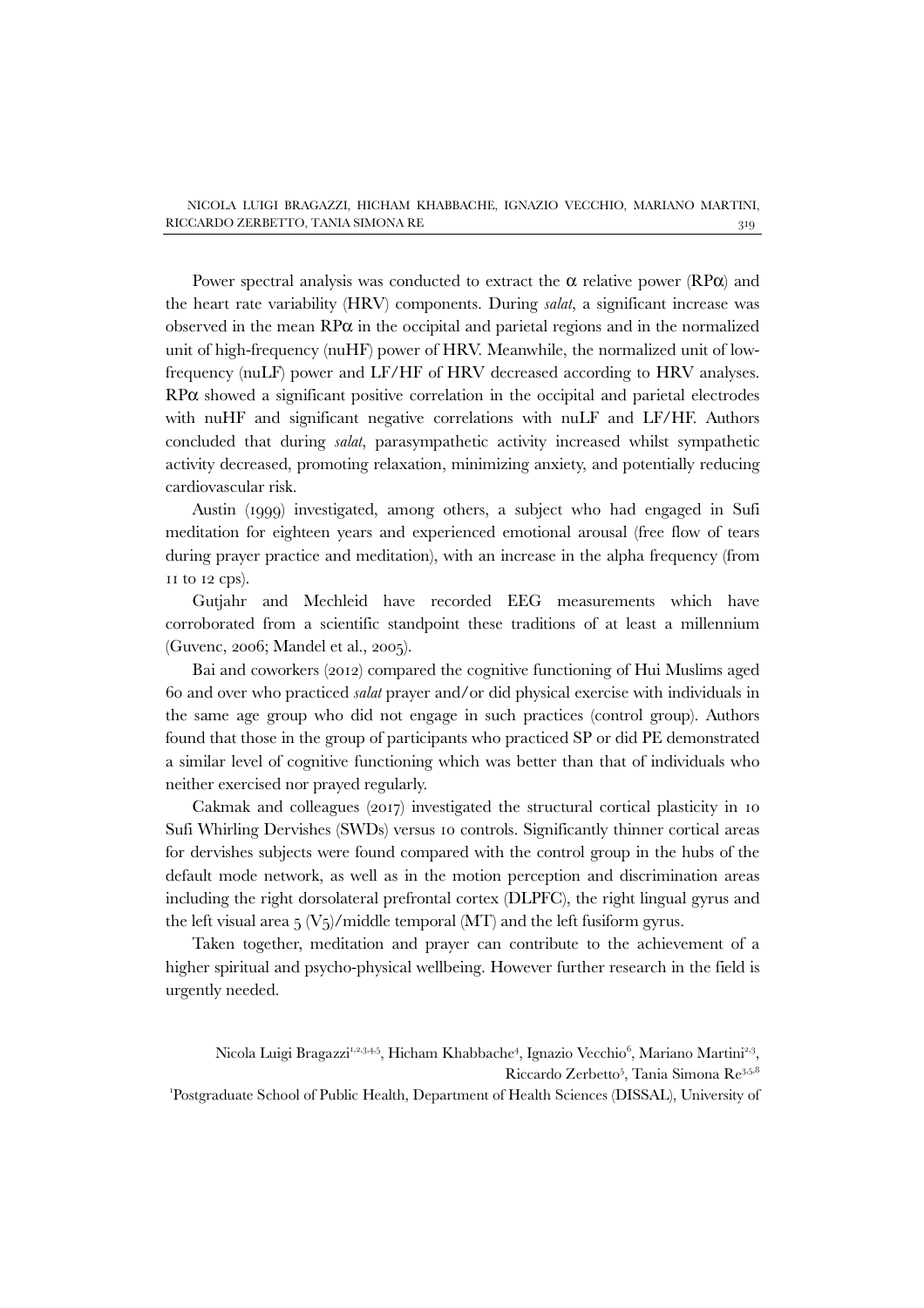Power spectral analysis was conducted to extract the α relative power (RPα) and the heart rate variability (HRV) components. During *salat*, a significant increase was observed in the mean RPα in the occipital and parietal regions and in the normalized unit of high-frequency (nuHF) power of HRV. Meanwhile, the normalized unit of low-frequency (nuLF) power and LF/HF of HRV decreased according to HRV analyses. RPα showed a significant positive correlation in the occipital and parietal electrodes with nuHF and significant negative correlations with nuLF and LF/HF. Authors concluded that during *salat*, parasympathetic activity increased whilst sympathetic activity decreased, promoting relaxation, minimizing anxiety, and potentially reducing cardiovascular risk.

Austin (1999) investigated, among others, a subject who had engaged in Sufi meditation for eighteen years and experienced emotional arousal (free flow of tears during prayer practice and meditation), with an increase in the alpha frequency (from 11 to 12 cps).

Gutjahr and Mechleid have recorded EEG measurements which have corroborated from a scientific standpoint these traditions of at least a millennium (Guvenc, 2006; Mandel et al., 2005).

Bai and coworkers (2012) compared the cognitive functioning of Hui Muslims aged 60 and over who practiced *salat* prayer and/or did physical exercise with individuals in the same age group who did not engage in such practices (control group). Authors found that those in the group of participants who practiced SP or did PE demonstrated a similar level of cognitive functioning which was better than that of individuals who neither exercised nor prayed regularly.

Cakmak and colleagues (2017) investigated the structural cortical plasticity in 10 Sufi Whirling Dervishes (SWDs) versus 10 controls. Significantly thinner cortical areas for dervishes subjects were found compared with the control group in the hubs of the default mode network, as well as in the motion perception and discrimination areas including the right dorsolateral prefrontal cortex (DLPFC), the right lingual gyrus and the left visual area 5 (V5)/middle temporal (MT) and the left fusiform gyrus.

Taken together, meditation and prayer can contribute to the achievement of a higher spiritual and psycho-physical wellbeing. However further research in the field is urgently needed.

Nicola Luigi Bragazzi[1,2,3,4,5], Hicham Khabbache[4], Ignazio Vecchio[6], Mariano Martini[2,3], Riccardo Zerbetto[5], Tania Simona Re[3,5,8]

[1]Postgraduate School of Public Health, Department of Health Sciences (DISSAL), University of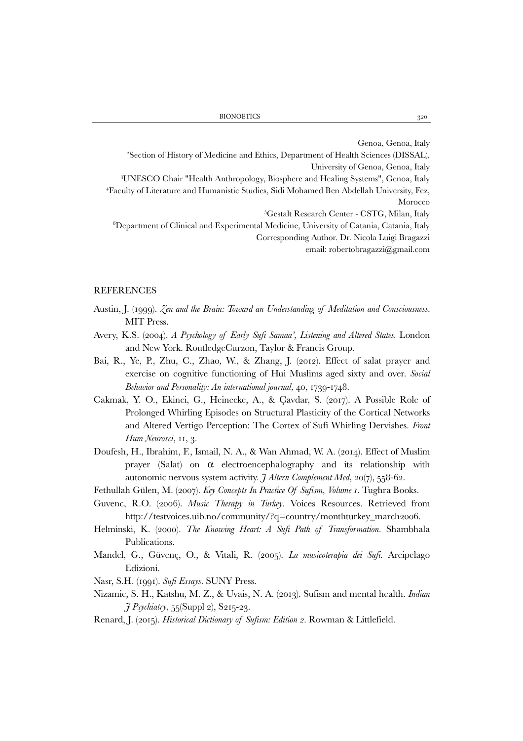Genoa, Genoa, Italy

[2]Section of History of Medicine and Ethics, Department of Health Sciences (DISSAL), University of Genoa, Genoa, Italy

[3]UNESCO Chair "Health Anthropology, Biosphere and Healing Systems", Genoa, Italy

[4]Faculty of Literature and Humanistic Studies, Sidi Mohamed Ben Abdellah University, Fez, Morocco

[5]Gestalt Research Center - CSTG, Milan, Italy

[6]Department of Clinical and Experimental Medicine, University of Catania, Catania, Italy

Corresponding Author. Dr. Nicola Luigi Bragazzi

email: robertobragazzi@gmail.com

## REFERENCES

Austin, J. (1999). *Zen and the Brain: Toward an Understanding of Meditation and Consciousness*. MIT Press.

Avery, K.S. (2004). *A Psychology of Early Sufi Samaa', Listening and Altered States*. London and New York. RoutledgeCurzon, Taylor & Francis Group.

Bai, R., Ye, P., Zhu, C., Zhao, W., & Zhang, J. (2012). Effect of salat prayer and exercise on cognitive functioning of Hui Muslims aged sixty and over. *Social Behavior and Personality: An international journal*, 40, 1739-1748.

Cakmak, Y. O., Ekinci, G., Heinecke, A., & Çavdar, S. (2017). A Possible Role of Prolonged Whirling Episodes on Structural Plasticity of the Cortical Networks and Altered Vertigo Perception: The Cortex of Sufi Whirling Dervishes. *Front Hum Neurosci*, 11, 3.

Doufesh, H., Ibrahim, F., Ismail, N. A., & Wan Ahmad, W. A. (2014). Effect of Muslim prayer (Salat) on $\alpha$ electroencephalography and its relationship with autonomic nervous system activity. *J Altern Complement Med*, 20(7), 558-62.

Fethullah Gülen, M. (2007). *Key Concepts In Practice Of Sufism, Volume 1*. Tughra Books.

Guvenc, R.O. (2006). *Music Therapy in Turkey*. Voices Resources. Retrieved from http://testvoices.uib.no/community/?q=country/monthturkey_march2006.

Helminski, K. (2000). *The Knowing Heart: A Sufi Path of Transformation*. Shambhala Publications.

Mandel, G., Güvenç, O., & Vitali, R. (2005). *La musicoterapia dei Sufi*. Arcipelago Edizioni.

Nasr, S.H. (1991). *Sufi Essays*. SUNY Press.

Nizamie, S. H., Katshu, M. Z., & Uvais, N. A. (2013). Sufism and mental health. *Indian J Psychiatry*, 55(Suppl 2), S215-23.

Renard, J. (2015). *Historical Dictionary of Sufism: Edition 2*. Rowman & Littlefield.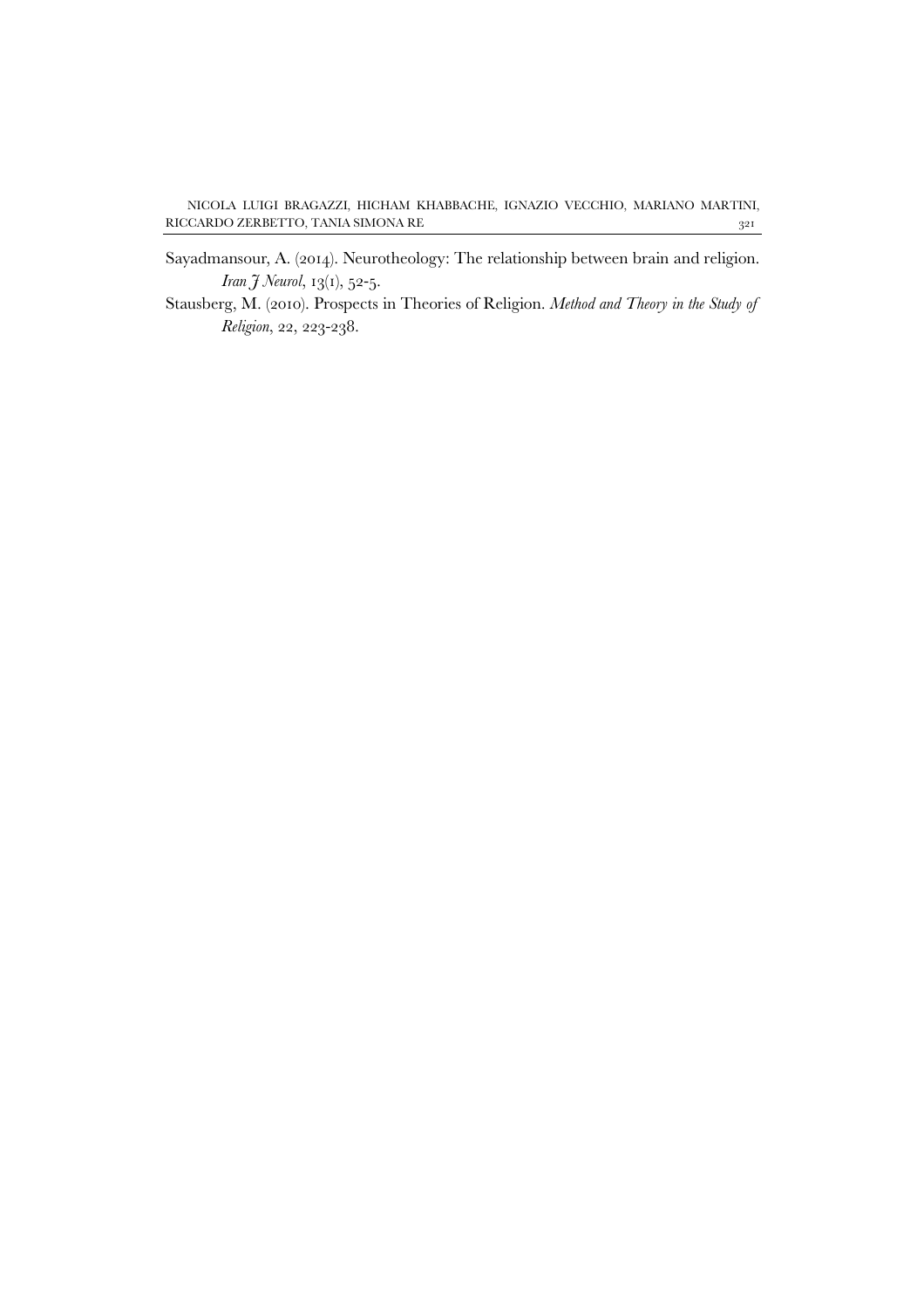Sayadmansour, A. (2014). Neurotheology: The relationship between brain and religion. *Iran J Neurol*, 13(1), 52-5.

Stausberg, M. (2010). Prospects in Theories of Religion. *Method and Theory in the Study of Religion*, 22, 223-238.